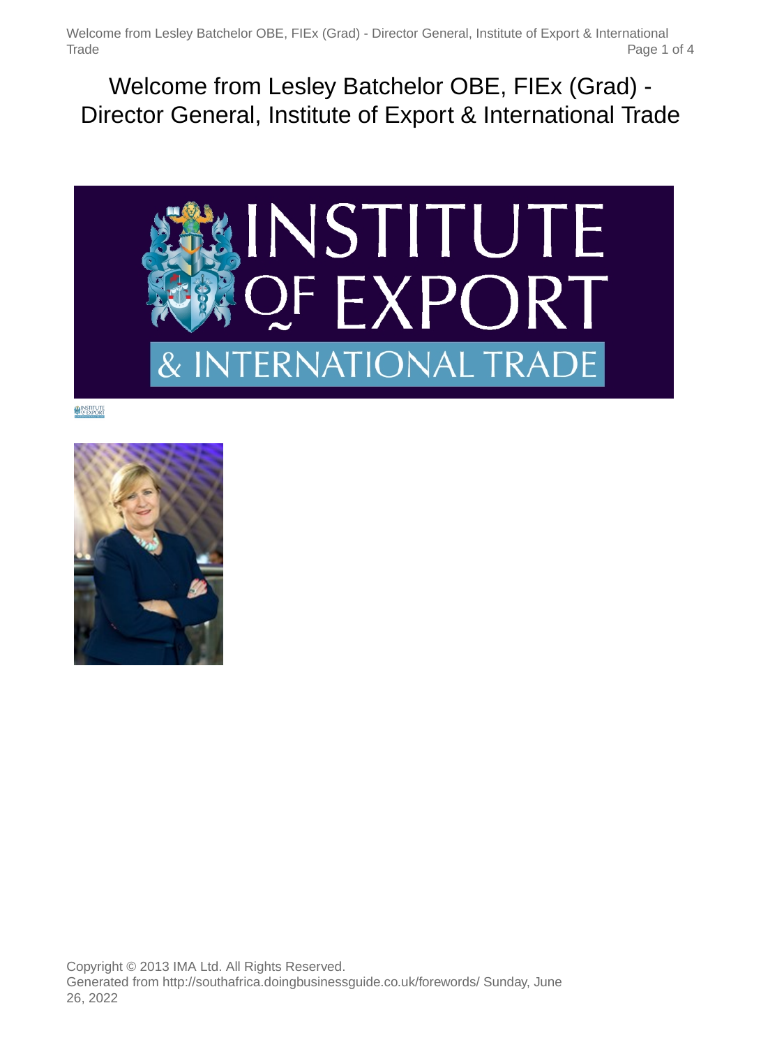# Welcome from Lesley Batchelor OBE, FIEx (Grad) - Director General, Institute of Export & International Trade

Copyright © 2013 IMA Ltd. All Rights Reserved.
Generated from http://southafrica.doingbusinessguide.co.uk/forewords/ Sunday, June 26, 2022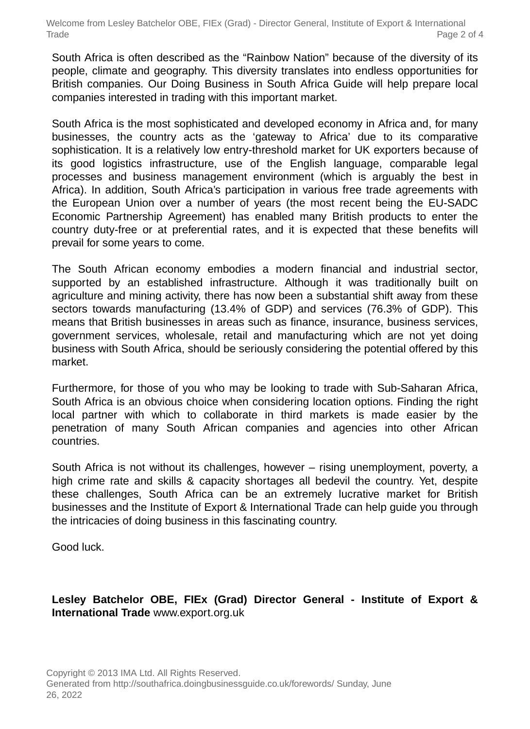South Africa is often described as the "Rainbow Nation" because of the diversity of its people, climate and geography. This diversity translates into endless opportunities for British companies. Our Doing Business in South Africa Guide will help prepare local companies interested in trading with this important market.

South Africa is the most sophisticated and developed economy in Africa and, for many businesses, the country acts as the 'gateway to Africa' due to its comparative sophistication. It is a relatively low entry-threshold market for UK exporters because of its good logistics infrastructure, use of the English language, comparable legal processes and business management environment (which is arguably the best in Africa). In addition, South Africa's participation in various free trade agreements with the European Union over a number of years (the most recent being the EU-SADC Economic Partnership Agreement) has enabled many British products to enter the country duty-free or at preferential rates, and it is expected that these benefits will prevail for some years to come.

The South African economy embodies a modern financial and industrial sector, supported by an established infrastructure. Although it was traditionally built on agriculture and mining activity, there has now been a substantial shift away from these sectors towards manufacturing (13.4% of GDP) and services (76.3% of GDP). This means that British businesses in areas such as finance, insurance, business services, government services, wholesale, retail and manufacturing which are not yet doing business with South Africa, should be seriously considering the potential offered by this market.

Furthermore, for those of you who may be looking to trade with Sub-Saharan Africa, South Africa is an obvious choice when considering location options. Finding the right local partner with which to collaborate in third markets is made easier by the penetration of many South African companies and agencies into other African countries.

South Africa is not without its challenges, however – rising unemployment, poverty, a high crime rate and skills & capacity shortages all bedevil the country. Yet, despite these challenges, South Africa can be an extremely lucrative market for British businesses and the Institute of Export & International Trade can help guide you through the intricacies of doing business in this fascinating country.

Good luck.

**Lesley Batchelor OBE, FIEx (Grad) Director General - Institute of Export & International Trade** www.export.org.uk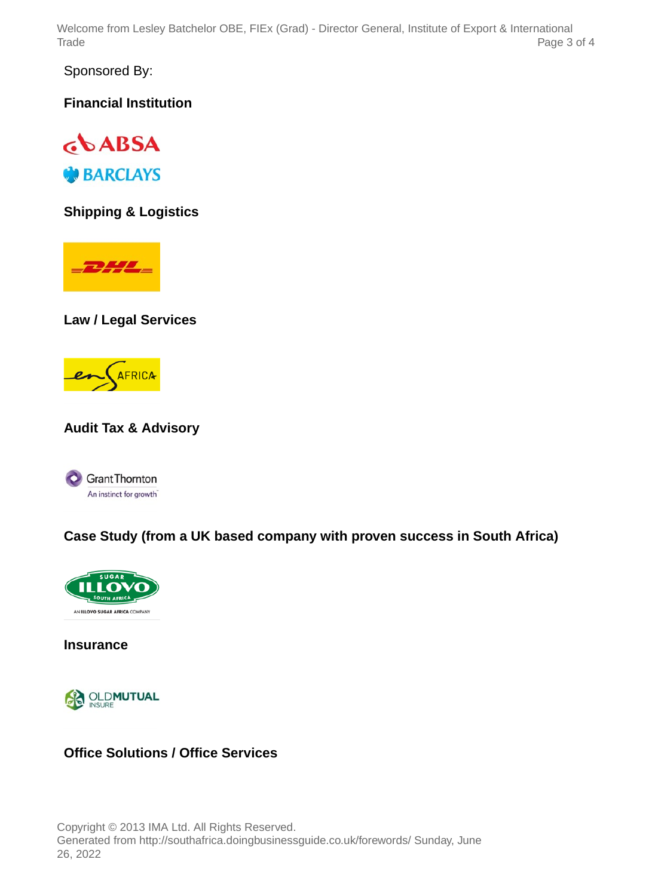Sponsored By:

**Financial Institution**

ABSA

BARCLAYS

**Shipping & Logistics**

DHL

**Law / Legal Services**

ENSafrica

**Audit Tax & Advisory**

Grant Thornton

An instinct for growth

**Case Study (from a UK based company with proven success in South Africa)**

SUGAR ILLOVO SOUTH AFRICA

AN ILLOVO SUGAR AFRICA COMPANY

**Insurance**

OLDMUTUAL INSURE

**Office Solutions / Office Services**

Copyright © 2013 IMA Ltd. All Rights Reserved.
Generated from http://southafrica.doingbusinessguide.co.uk/forewords/ Sunday, June 26, 2022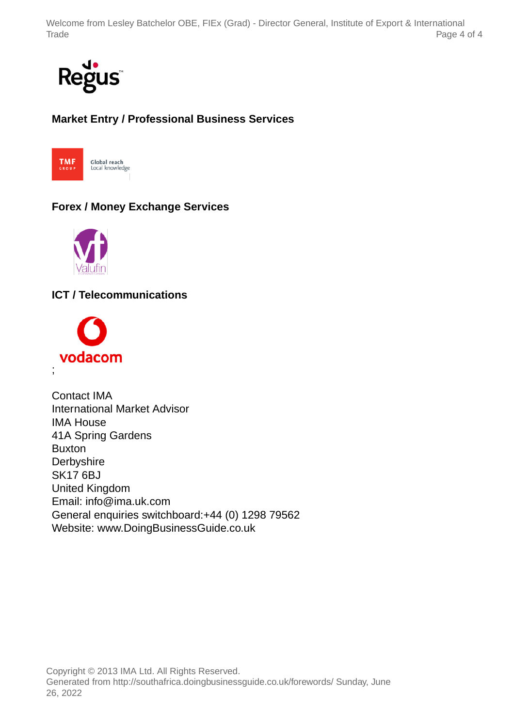Regus

**Market Entry / Professional Business Services**

TMF GROUP Global reach Local knowledge

**Forex / Money Exchange Services**

Valufin

**ICT / Telecommunications**

vodacom

;

Contact IMA
International Market Advisor
IMA House
41A Spring Gardens
Buxton
Derbyshire
SK17 6BJ
United Kingdom
Email: info@ima.uk.com
General enquiries switchboard:+44 (0) 1298 79562
Website: www.DoingBusinessGuide.co.uk

Copyright © 2013 IMA Ltd. All Rights Reserved.
Generated from http://southafrica.doingbusinessguide.co.uk/forewords/ Sunday, June 26, 2022